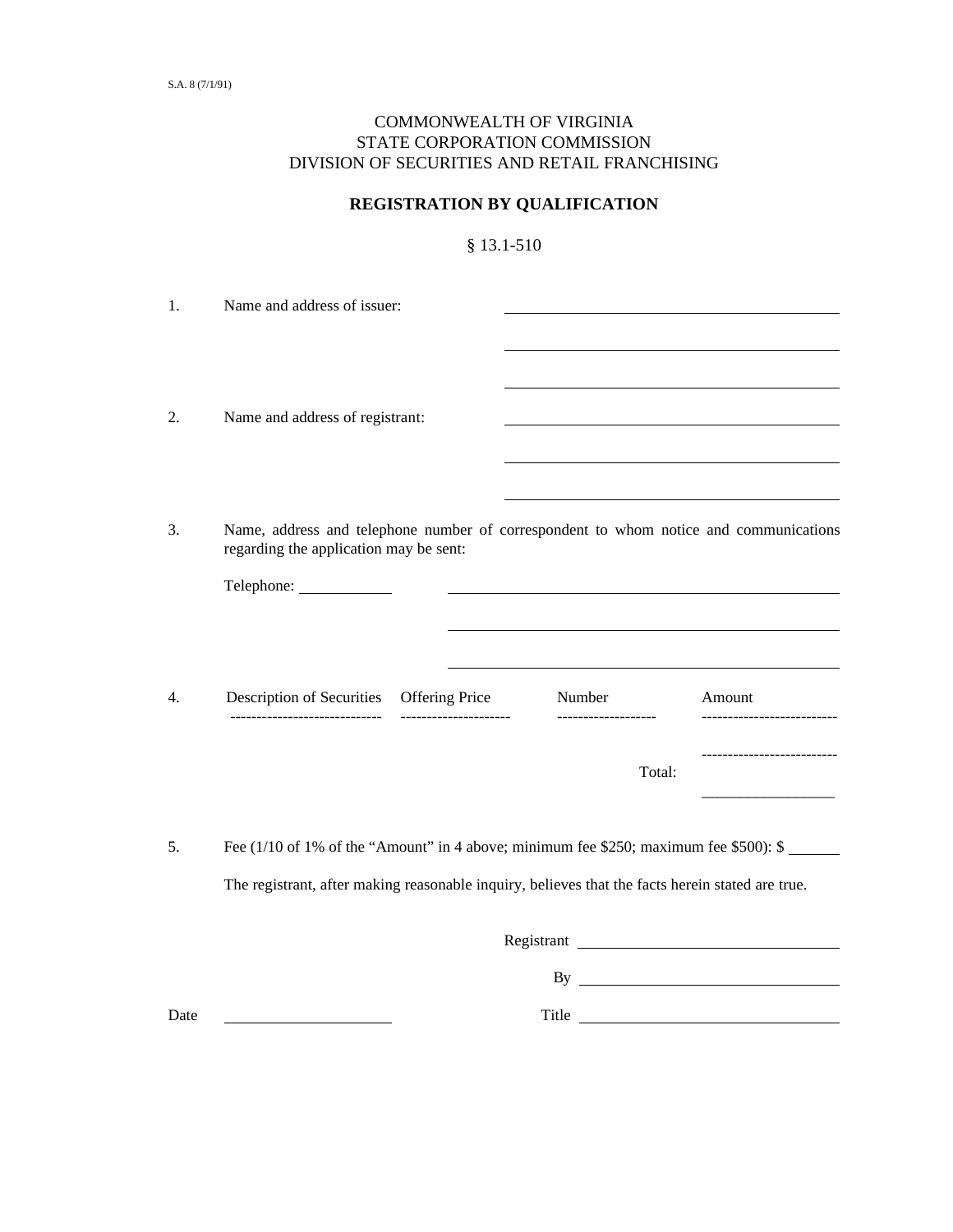S.A. 8 (7/1/91)

COMMONWEALTH OF VIRGINIA
STATE CORPORATION COMMISSION
DIVISION OF SECURITIES AND RETAIL FRANCHISING

## REGISTRATION BY QUALIFICATION

§ 13.1-510

1. Name and address of issuer: ______________________________

   ______________________________

   ______________________________

2. Name and address of registrant: ______________________________

   ______________________________

   ______________________________

3. Name, address and telephone number of correspondent to whom notice and communications regarding the application may be sent:

   Telephone: __________ ______________________________

   ______________________________

   ______________________________

4.

| Description of Securities | Offering Price | Number | Amount |
|---|---|---|---|
| | | | |
| | | | |
| | | Total: | |

5. Fee (1/10 of 1% of the "Amount" in 4 above; minimum fee $250; maximum fee $500): $ ______

   The registrant, after making reasonable inquiry, believes that the facts herein stated are true.

Registrant ______________________________

By ______________________________

Date __________________ Title ______________________________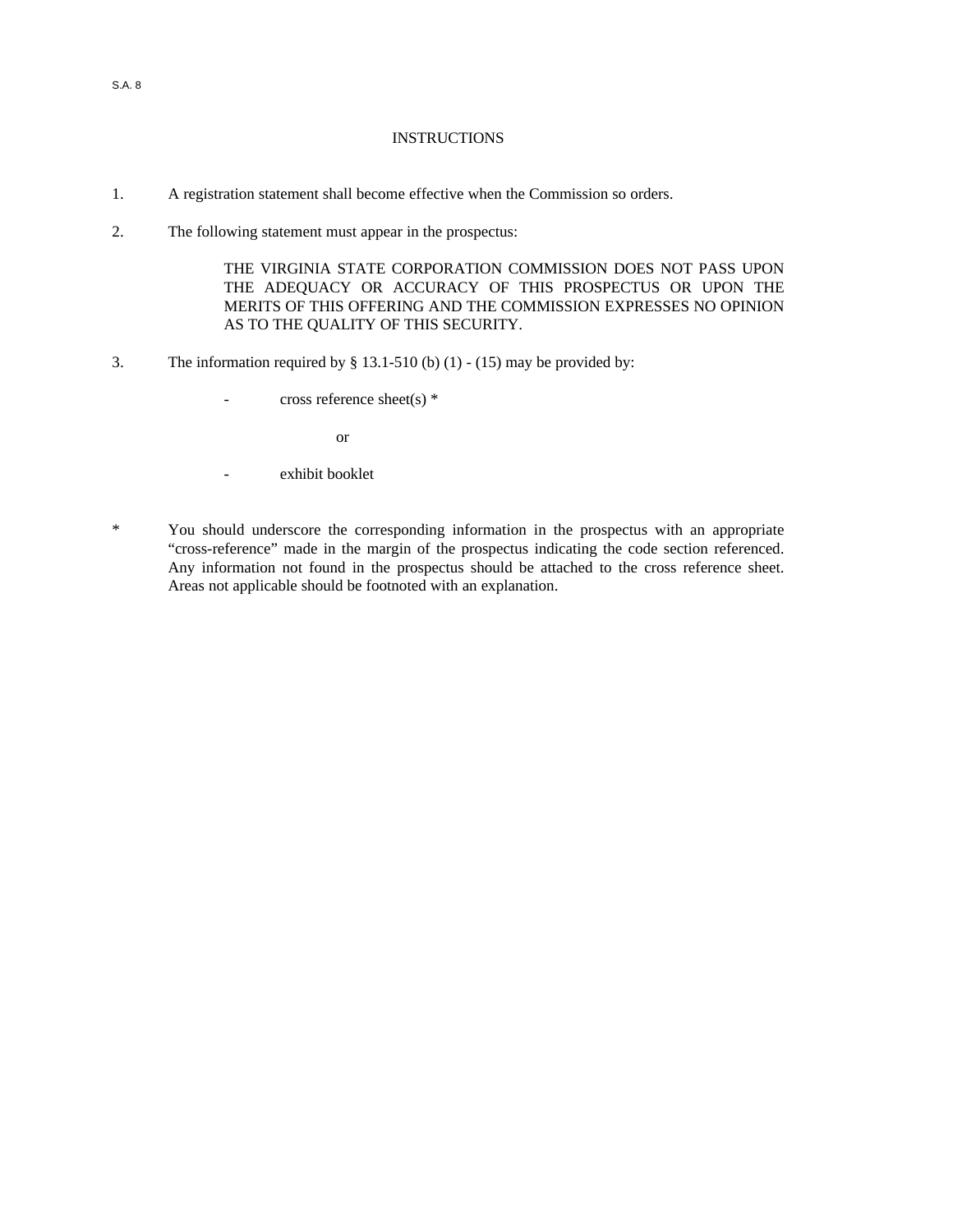S.A. 8

# INSTRUCTIONS

1. A registration statement shall become effective when the Commission so orders.

2. The following statement must appear in the prospectus:

   THE VIRGINIA STATE CORPORATION COMMISSION DOES NOT PASS UPON THE ADEQUACY OR ACCURACY OF THIS PROSPECTUS OR UPON THE MERITS OF THIS OFFERING AND THE COMMISSION EXPRESSES NO OPINION AS TO THE QUALITY OF THIS SECURITY.

3. The information required by § 13.1-510 (b) (1) - (15) may be provided by:

   - cross reference sheet(s) *

     or

   - exhibit booklet

\* You should underscore the corresponding information in the prospectus with an appropriate "cross-reference" made in the margin of the prospectus indicating the code section referenced. Any information not found in the prospectus should be attached to the cross reference sheet. Areas not applicable should be footnoted with an explanation.